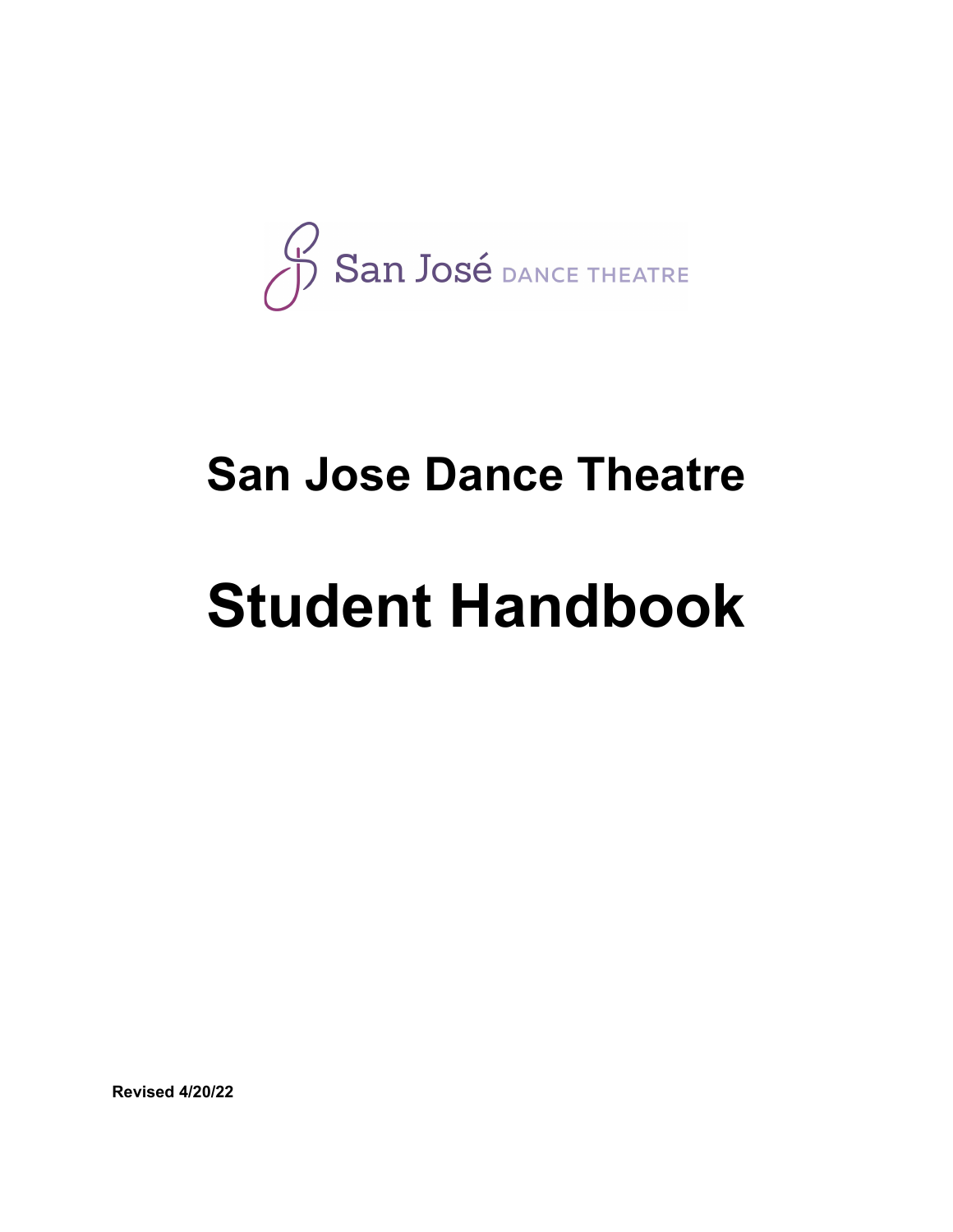San José DANCE THEATRE

# San Jose Dance Theatre

# Student Handbook

**Revised 4/20/22**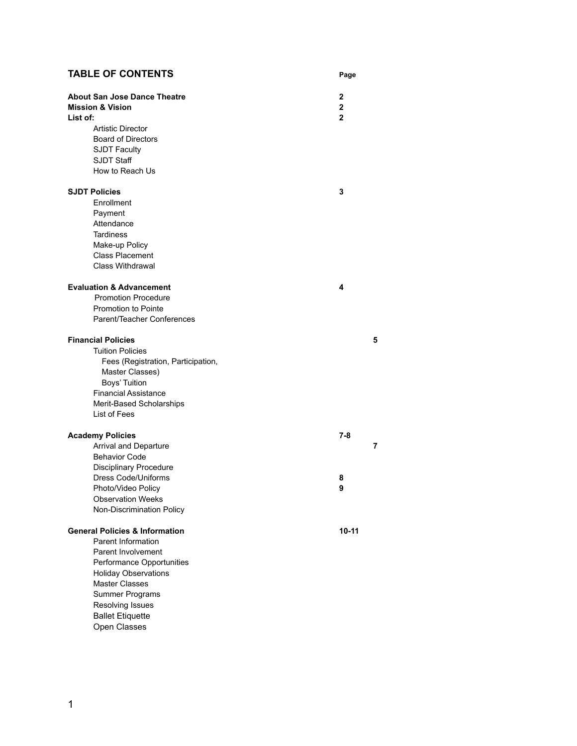## TABLE OF CONTENTS

| | Page |
|---|---|
| **About San Jose Dance Theatre** | **2** |
| **Mission & Vision** | **2** |
| **List of:** | **2** |
| Artistic Director | |
| Board of Directors | |
| SJDT Faculty | |
| SJDT Staff | |
| How to Reach Us | |
| **SJDT Policies** | **3** |
| Enrollment | |
| Payment | |
| Attendance | |
| Tardiness | |
| Make-up Policy | |
| Class Placement | |
| Class Withdrawal | |
| **Evaluation & Advancement** | **4** |
| Promotion Procedure | |
| Promotion to Pointe | |
| Parent/Teacher Conferences | |
| **Financial Policies** | **5** |
| Tuition Policies | |
| Fees (Registration, Participation, Master Classes) | |
| Boys' Tuition | |
| Financial Assistance | |
| Merit-Based Scholarships | |
| List of Fees | |
| **Academy Policies** | **7-8** |
| Arrival and Departure | **7** |
| Behavior Code | |
| Disciplinary Procedure | |
| Dress Code/Uniforms | **8** |
| Photo/Video Policy | **9** |
| Observation Weeks | |
| Non-Discrimination Policy | |
| **General Policies & Information** | **10-11** |
| Parent Information | |
| Parent Involvement | |
| Performance Opportunities | |
| Holiday Observations | |
| Master Classes | |
| Summer Programs | |
| Resolving Issues | |
| Ballet Etiquette | |
| Open Classes | |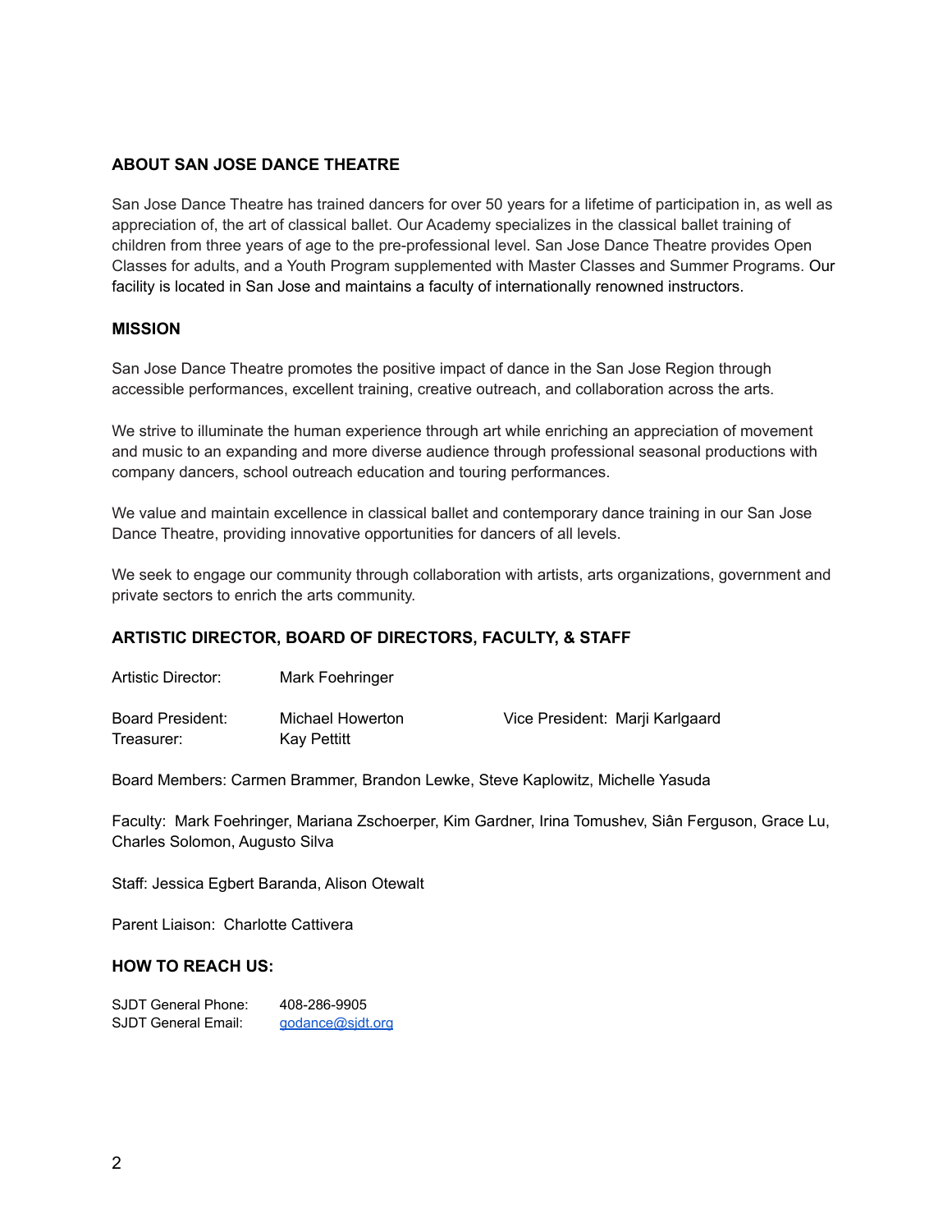## ABOUT SAN JOSE DANCE THEATRE

San Jose Dance Theatre has trained dancers for over 50 years for a lifetime of participation in, as well as appreciation of, the art of classical ballet. Our Academy specializes in the classical ballet training of children from three years of age to the pre-professional level. San Jose Dance Theatre provides Open Classes for adults, and a Youth Program supplemented with Master Classes and Summer Programs. Our facility is located in San Jose and maintains a faculty of internationally renowned instructors.

## MISSION

San Jose Dance Theatre promotes the positive impact of dance in the San Jose Region through accessible performances, excellent training, creative outreach, and collaboration across the arts.

We strive to illuminate the human experience through art while enriching an appreciation of movement and music to an expanding and more diverse audience through professional seasonal productions with company dancers, school outreach education and touring performances.

We value and maintain excellence in classical ballet and contemporary dance training in our San Jose Dance Theatre, providing innovative opportunities for dancers of all levels.

We seek to engage our community through collaboration with artists, arts organizations, government and private sectors to enrich the arts community.

## ARTISTIC DIRECTOR, BOARD OF DIRECTORS, FACULTY, & STAFF

Artistic Director: Mark Foehringer

Board President: Michael Howerton
Vice President: Marji Karlgaard
Treasurer: Kay Pettitt

Board Members: Carmen Brammer, Brandon Lewke, Steve Kaplowitz, Michelle Yasuda

Faculty: Mark Foehringer, Mariana Zschoerper, Kim Gardner, Irina Tomushev, Siân Ferguson, Grace Lu, Charles Solomon, Augusto Silva

Staff: Jessica Egbert Baranda, Alison Otewalt

Parent Liaison: Charlotte Cattivera

## HOW TO REACH US:

SJDT General Phone: 408-286-9905
SJDT General Email: godance@sjdt.org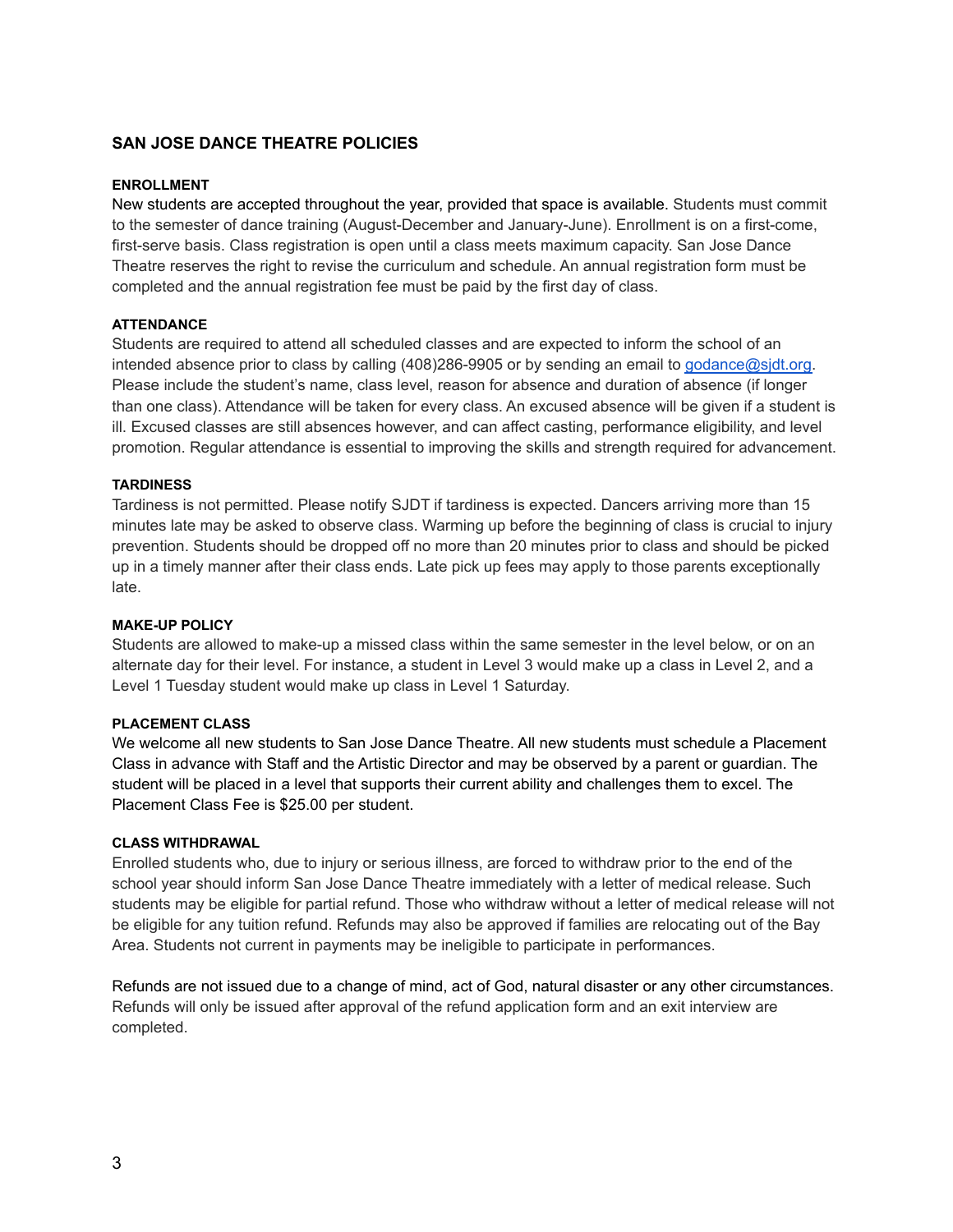## SAN JOSE DANCE THEATRE POLICIES

### ENROLLMENT

New students are accepted throughout the year, provided that space is available. Students must commit to the semester of dance training (August-December and January-June). Enrollment is on a first-come, first-serve basis. Class registration is open until a class meets maximum capacity. San Jose Dance Theatre reserves the right to revise the curriculum and schedule. An annual registration form must be completed and the annual registration fee must be paid by the first day of class.

### ATTENDANCE

Students are required to attend all scheduled classes and are expected to inform the school of an intended absence prior to class by calling (408)286-9905 or by sending an email to godance@sjdt.org. Please include the student's name, class level, reason for absence and duration of absence (if longer than one class). Attendance will be taken for every class. An excused absence will be given if a student is ill. Excused classes are still absences however, and can affect casting, performance eligibility, and level promotion. Regular attendance is essential to improving the skills and strength required for advancement.

### TARDINESS

Tardiness is not permitted. Please notify SJDT if tardiness is expected. Dancers arriving more than 15 minutes late may be asked to observe class. Warming up before the beginning of class is crucial to injury prevention. Students should be dropped off no more than 20 minutes prior to class and should be picked up in a timely manner after their class ends. Late pick up fees may apply to those parents exceptionally late.

### MAKE-UP POLICY

Students are allowed to make-up a missed class within the same semester in the level below, or on an alternate day for their level. For instance, a student in Level 3 would make up a class in Level 2, and a Level 1 Tuesday student would make up class in Level 1 Saturday.

### PLACEMENT CLASS

We welcome all new students to San Jose Dance Theatre. All new students must schedule a Placement Class in advance with Staff and the Artistic Director and may be observed by a parent or guardian. The student will be placed in a level that supports their current ability and challenges them to excel. The Placement Class Fee is $25.00 per student.

### CLASS WITHDRAWAL

Enrolled students who, due to injury or serious illness, are forced to withdraw prior to the end of the school year should inform San Jose Dance Theatre immediately with a letter of medical release. Such students may be eligible for partial refund. Those who withdraw without a letter of medical release will not be eligible for any tuition refund. Refunds may also be approved if families are relocating out of the Bay Area. Students not current in payments may be ineligible to participate in performances.

Refunds are not issued due to a change of mind, act of God, natural disaster or any other circumstances. Refunds will only be issued after approval of the refund application form and an exit interview are completed.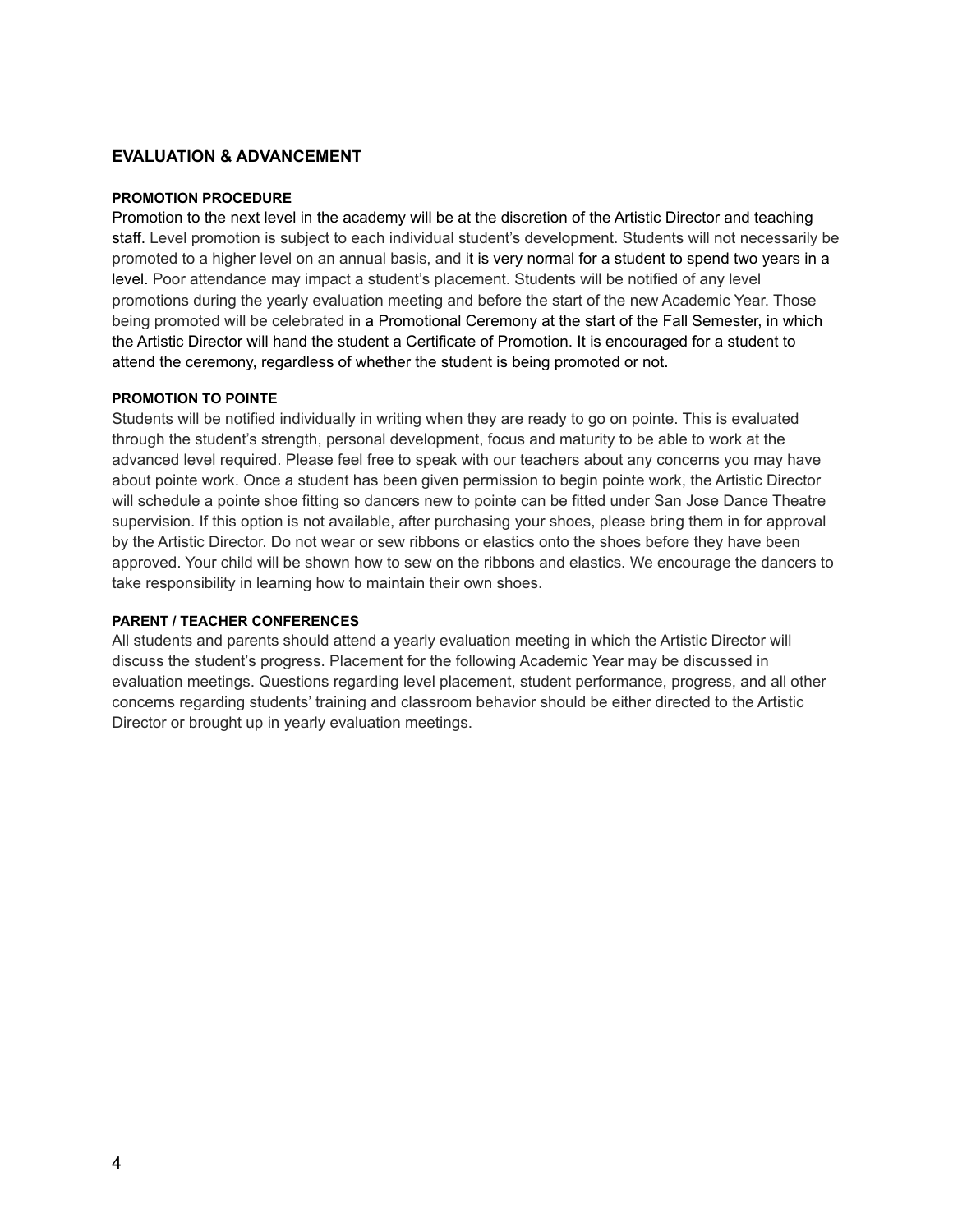## EVALUATION & ADVANCEMENT

### PROMOTION PROCEDURE

Promotion to the next level in the academy will be at the discretion of the Artistic Director and teaching staff. Level promotion is subject to each individual student's development. Students will not necessarily be promoted to a higher level on an annual basis, and it is very normal for a student to spend two years in a level. Poor attendance may impact a student's placement. Students will be notified of any level promotions during the yearly evaluation meeting and before the start of the new Academic Year. Those being promoted will be celebrated in a Promotional Ceremony at the start of the Fall Semester, in which the Artistic Director will hand the student a Certificate of Promotion. It is encouraged for a student to attend the ceremony, regardless of whether the student is being promoted or not.

### PROMOTION TO POINTE

Students will be notified individually in writing when they are ready to go on pointe. This is evaluated through the student's strength, personal development, focus and maturity to be able to work at the advanced level required. Please feel free to speak with our teachers about any concerns you may have about pointe work. Once a student has been given permission to begin pointe work, the Artistic Director will schedule a pointe shoe fitting so dancers new to pointe can be fitted under San Jose Dance Theatre supervision. If this option is not available, after purchasing your shoes, please bring them in for approval by the Artistic Director. Do not wear or sew ribbons or elastics onto the shoes before they have been approved. Your child will be shown how to sew on the ribbons and elastics. We encourage the dancers to take responsibility in learning how to maintain their own shoes.

### PARENT / TEACHER CONFERENCES

All students and parents should attend a yearly evaluation meeting in which the Artistic Director will discuss the student's progress. Placement for the following Academic Year may be discussed in evaluation meetings. Questions regarding level placement, student performance, progress, and all other concerns regarding students' training and classroom behavior should be either directed to the Artistic Director or brought up in yearly evaluation meetings.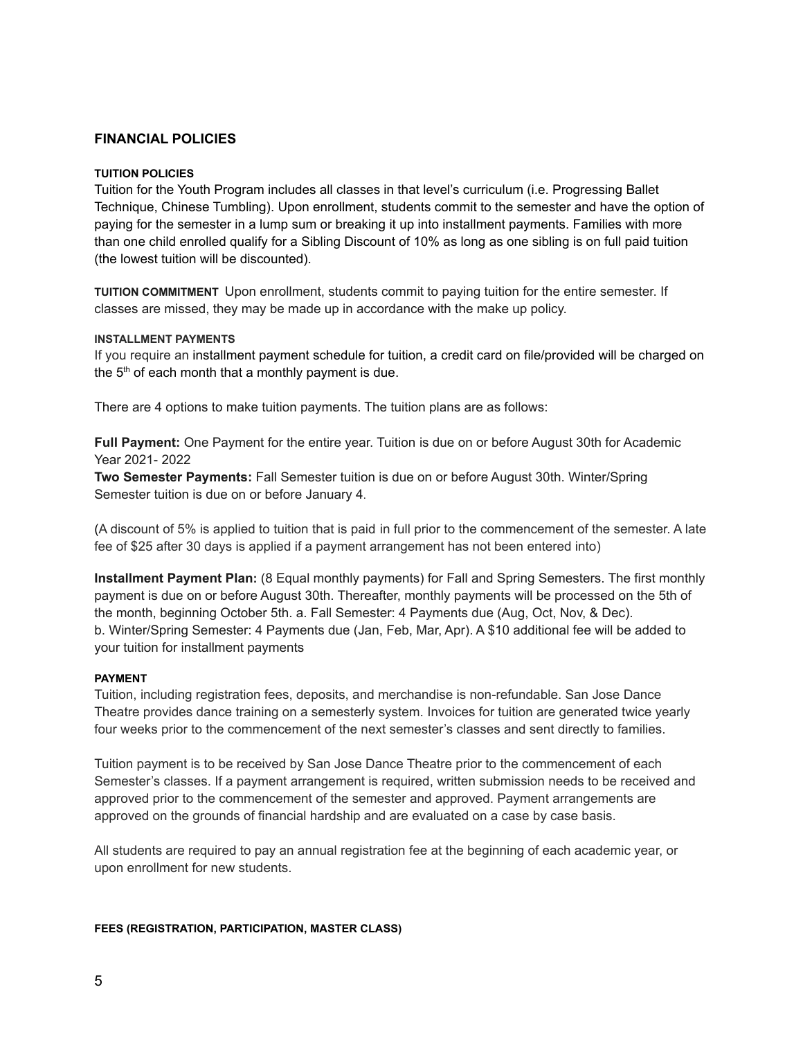## FINANCIAL POLICIES

### TUITION POLICIES

Tuition for the Youth Program includes all classes in that level's curriculum (i.e. Progressing Ballet Technique, Chinese Tumbling). Upon enrollment, students commit to the semester and have the option of paying for the semester in a lump sum or breaking it up into installment payments. Families with more than one child enrolled qualify for a Sibling Discount of 10% as long as one sibling is on full paid tuition (the lowest tuition will be discounted).

**TUITION COMMITMENT** Upon enrollment, students commit to paying tuition for the entire semester. If classes are missed, they may be made up in accordance with the make up policy.

### INSTALLMENT PAYMENTS

If you require an installment payment schedule for tuition, a credit card on file/provided will be charged on the 5th of each month that a monthly payment is due.

There are 4 options to make tuition payments. The tuition plans are as follows:

**Full Payment:** One Payment for the entire year. Tuition is due on or before August 30th for Academic Year 2021- 2022

**Two Semester Payments:** Fall Semester tuition is due on or before August 30th. Winter/Spring Semester tuition is due on or before January 4.

(A discount of 5% is applied to tuition that is paid in full prior to the commencement of the semester. A late fee of $25 after 30 days is applied if a payment arrangement has not been entered into)

**Installment Payment Plan:** (8 Equal monthly payments) for Fall and Spring Semesters. The first monthly payment is due on or before August 30th. Thereafter, monthly payments will be processed on the 5th of the month, beginning October 5th. a. Fall Semester: 4 Payments due (Aug, Oct, Nov, & Dec). b. Winter/Spring Semester: 4 Payments due (Jan, Feb, Mar, Apr). A $10 additional fee will be added to your tuition for installment payments

### PAYMENT

Tuition, including registration fees, deposits, and merchandise is non-refundable. San Jose Dance Theatre provides dance training on a semesterly system. Invoices for tuition are generated twice yearly four weeks prior to the commencement of the next semester's classes and sent directly to families.

Tuition payment is to be received by San Jose Dance Theatre prior to the commencement of each Semester's classes. If a payment arrangement is required, written submission needs to be received and approved prior to the commencement of the semester and approved. Payment arrangements are approved on the grounds of financial hardship and are evaluated on a case by case basis.

All students are required to pay an annual registration fee at the beginning of each academic year, or upon enrollment for new students.

### FEES (REGISTRATION, PARTICIPATION, MASTER CLASS)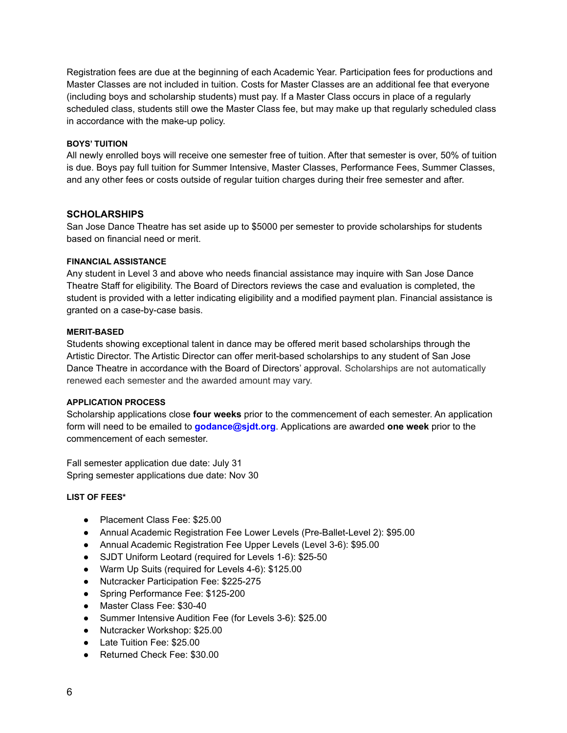Registration fees are due at the beginning of each Academic Year. Participation fees for productions and Master Classes are not included in tuition. Costs for Master Classes are an additional fee that everyone (including boys and scholarship students) must pay. If a Master Class occurs in place of a regularly scheduled class, students still owe the Master Class fee, but may make up that regularly scheduled class in accordance with the make-up policy.

#### BOYS' TUITION

All newly enrolled boys will receive one semester free of tuition. After that semester is over, 50% of tuition is due. Boys pay full tuition for Summer Intensive, Master Classes, Performance Fees, Summer Classes, and any other fees or costs outside of regular tuition charges during their free semester and after.

### SCHOLARSHIPS

San Jose Dance Theatre has set aside up to $5000 per semester to provide scholarships for students based on financial need or merit.

#### FINANCIAL ASSISTANCE

Any student in Level 3 and above who needs financial assistance may inquire with San Jose Dance Theatre Staff for eligibility. The Board of Directors reviews the case and evaluation is completed, the student is provided with a letter indicating eligibility and a modified payment plan. Financial assistance is granted on a case-by-case basis.

#### MERIT-BASED

Students showing exceptional talent in dance may be offered merit based scholarships through the Artistic Director. The Artistic Director can offer merit-based scholarships to any student of San Jose Dance Theatre in accordance with the Board of Directors' approval. Scholarships are not automatically renewed each semester and the awarded amount may vary.

#### APPLICATION PROCESS

Scholarship applications close **four weeks** prior to the commencement of each semester. An application form will need to be emailed to **godance@sjdt.org**. Applications are awarded **one week** prior to the commencement of each semester.

Fall semester application due date: July 31
Spring semester applications due date: Nov 30

#### LIST OF FEES*

- Placement Class Fee: $25.00
- Annual Academic Registration Fee Lower Levels (Pre-Ballet-Level 2): $95.00
- Annual Academic Registration Fee Upper Levels (Level 3-6): $95.00
- SJDT Uniform Leotard (required for Levels 1-6): $25-50
- Warm Up Suits (required for Levels 4-6): $125.00
- Nutcracker Participation Fee: $225-275
- Spring Performance Fee: $125-200
- Master Class Fee: $30-40
- Summer Intensive Audition Fee (for Levels 3-6): $25.00
- Nutcracker Workshop: $25.00
- Late Tuition Fee: $25.00
- Returned Check Fee: $30.00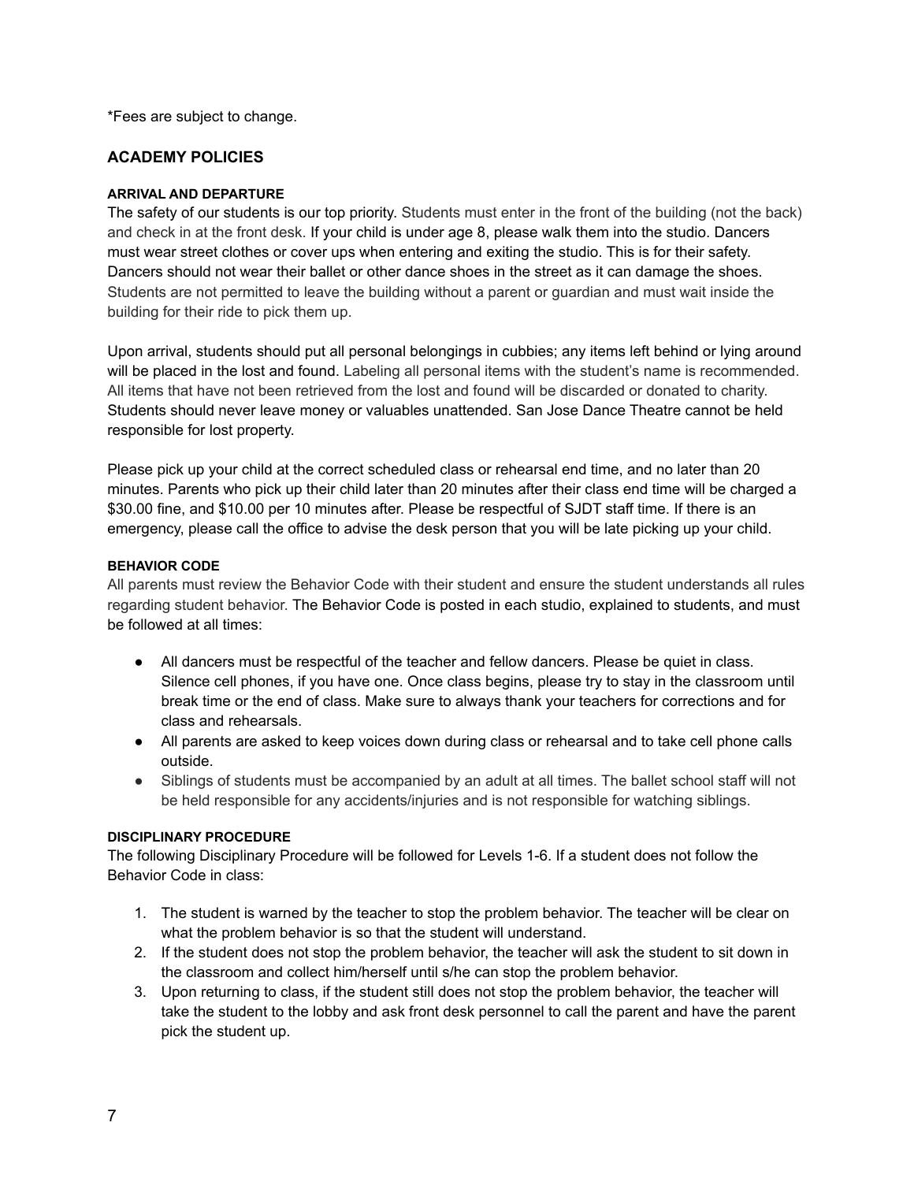*Fees are subject to change.

## ACADEMY POLICIES

#### ARRIVAL AND DEPARTURE

The safety of our students is our top priority. Students must enter in the front of the building (not the back) and check in at the front desk. If your child is under age 8, please walk them into the studio. Dancers must wear street clothes or cover ups when entering and exiting the studio. This is for their safety. Dancers should not wear their ballet or other dance shoes in the street as it can damage the shoes. Students are not permitted to leave the building without a parent or guardian and must wait inside the building for their ride to pick them up.

Upon arrival, students should put all personal belongings in cubbies; any items left behind or lying around will be placed in the lost and found. Labeling all personal items with the student's name is recommended. All items that have not been retrieved from the lost and found will be discarded or donated to charity. Students should never leave money or valuables unattended. San Jose Dance Theatre cannot be held responsible for lost property.

Please pick up your child at the correct scheduled class or rehearsal end time, and no later than 20 minutes. Parents who pick up their child later than 20 minutes after their class end time will be charged a $30.00 fine, and $10.00 per 10 minutes after. Please be respectful of SJDT staff time. If there is an emergency, please call the office to advise the desk person that you will be late picking up your child.

#### BEHAVIOR CODE

All parents must review the Behavior Code with their student and ensure the student understands all rules regarding student behavior. The Behavior Code is posted in each studio, explained to students, and must be followed at all times:

- All dancers must be respectful of the teacher and fellow dancers. Please be quiet in class. Silence cell phones, if you have one. Once class begins, please try to stay in the classroom until break time or the end of class. Make sure to always thank your teachers for corrections and for class and rehearsals.
- All parents are asked to keep voices down during class or rehearsal and to take cell phone calls outside.
- Siblings of students must be accompanied by an adult at all times. The ballet school staff will not be held responsible for any accidents/injuries and is not responsible for watching siblings.

#### DISCIPLINARY PROCEDURE

The following Disciplinary Procedure will be followed for Levels 1-6. If a student does not follow the Behavior Code in class:

1. The student is warned by the teacher to stop the problem behavior. The teacher will be clear on what the problem behavior is so that the student will understand.
2. If the student does not stop the problem behavior, the teacher will ask the student to sit down in the classroom and collect him/herself until s/he can stop the problem behavior.
3. Upon returning to class, if the student still does not stop the problem behavior, the teacher will take the student to the lobby and ask front desk personnel to call the parent and have the parent pick the student up.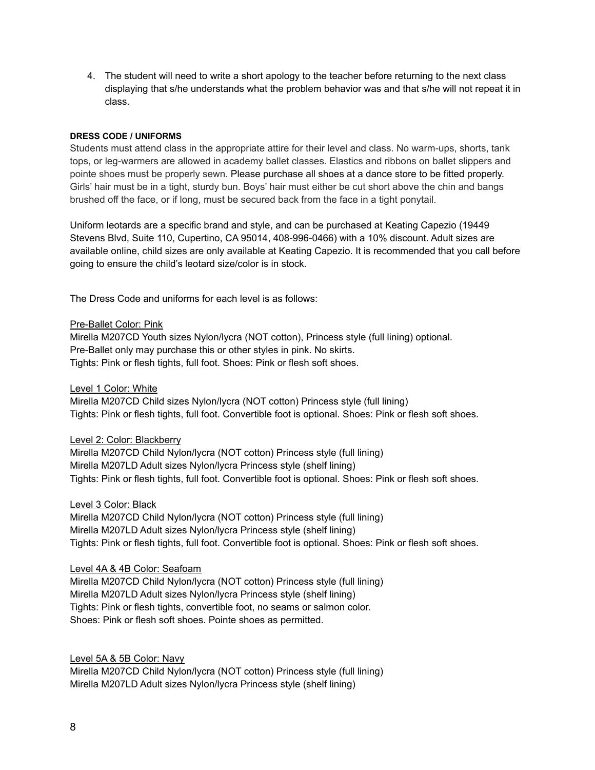4. The student will need to write a short apology to the teacher before returning to the next class displaying that s/he understands what the problem behavior was and that s/he will not repeat it in class.

**DRESS CODE / UNIFORMS**

Students must attend class in the appropriate attire for their level and class. No warm-ups, shorts, tank tops, or leg-warmers are allowed in academy ballet classes. Elastics and ribbons on ballet slippers and pointe shoes must be properly sewn. Please purchase all shoes at a dance store to be fitted properly. Girls' hair must be in a tight, sturdy bun. Boys' hair must either be cut short above the chin and bangs brushed off the face, or if long, must be secured back from the face in a tight ponytail.

Uniform leotards are a specific brand and style, and can be purchased at Keating Capezio (19449 Stevens Blvd, Suite 110, Cupertino, CA 95014, 408-996-0466) with a 10% discount. Adult sizes are available online, child sizes are only available at Keating Capezio. It is recommended that you call before going to ensure the child's leotard size/color is in stock.

The Dress Code and uniforms for each level is as follows:

Pre-Ballet Color: Pink
Mirella M207CD Youth sizes Nylon/lycra (NOT cotton), Princess style (full lining) optional.
Pre-Ballet only may purchase this or other styles in pink. No skirts.
Tights: Pink or flesh tights, full foot. Shoes: Pink or flesh soft shoes.

Level 1 Color: White
Mirella M207CD Child sizes Nylon/lycra (NOT cotton) Princess style (full lining)
Tights: Pink or flesh tights, full foot. Convertible foot is optional. Shoes: Pink or flesh soft shoes.

Level 2: Color: Blackberry
Mirella M207CD Child Nylon/lycra (NOT cotton) Princess style (full lining)
Mirella M207LD Adult sizes Nylon/lycra Princess style (shelf lining)
Tights: Pink or flesh tights, full foot. Convertible foot is optional. Shoes: Pink or flesh soft shoes.

Level 3 Color: Black
Mirella M207CD Child Nylon/lycra (NOT cotton) Princess style (full lining)
Mirella M207LD Adult sizes Nylon/lycra Princess style (shelf lining)
Tights: Pink or flesh tights, full foot. Convertible foot is optional. Shoes: Pink or flesh soft shoes.

Level 4A & 4B Color: Seafoam
Mirella M207CD Child Nylon/lycra (NOT cotton) Princess style (full lining)
Mirella M207LD Adult sizes Nylon/lycra Princess style (shelf lining)
Tights: Pink or flesh tights, convertible foot, no seams or salmon color.
Shoes: Pink or flesh soft shoes. Pointe shoes as permitted.

Level 5A & 5B Color: Navy
Mirella M207CD Child Nylon/lycra (NOT cotton) Princess style (full lining)
Mirella M207LD Adult sizes Nylon/lycra Princess style (shelf lining)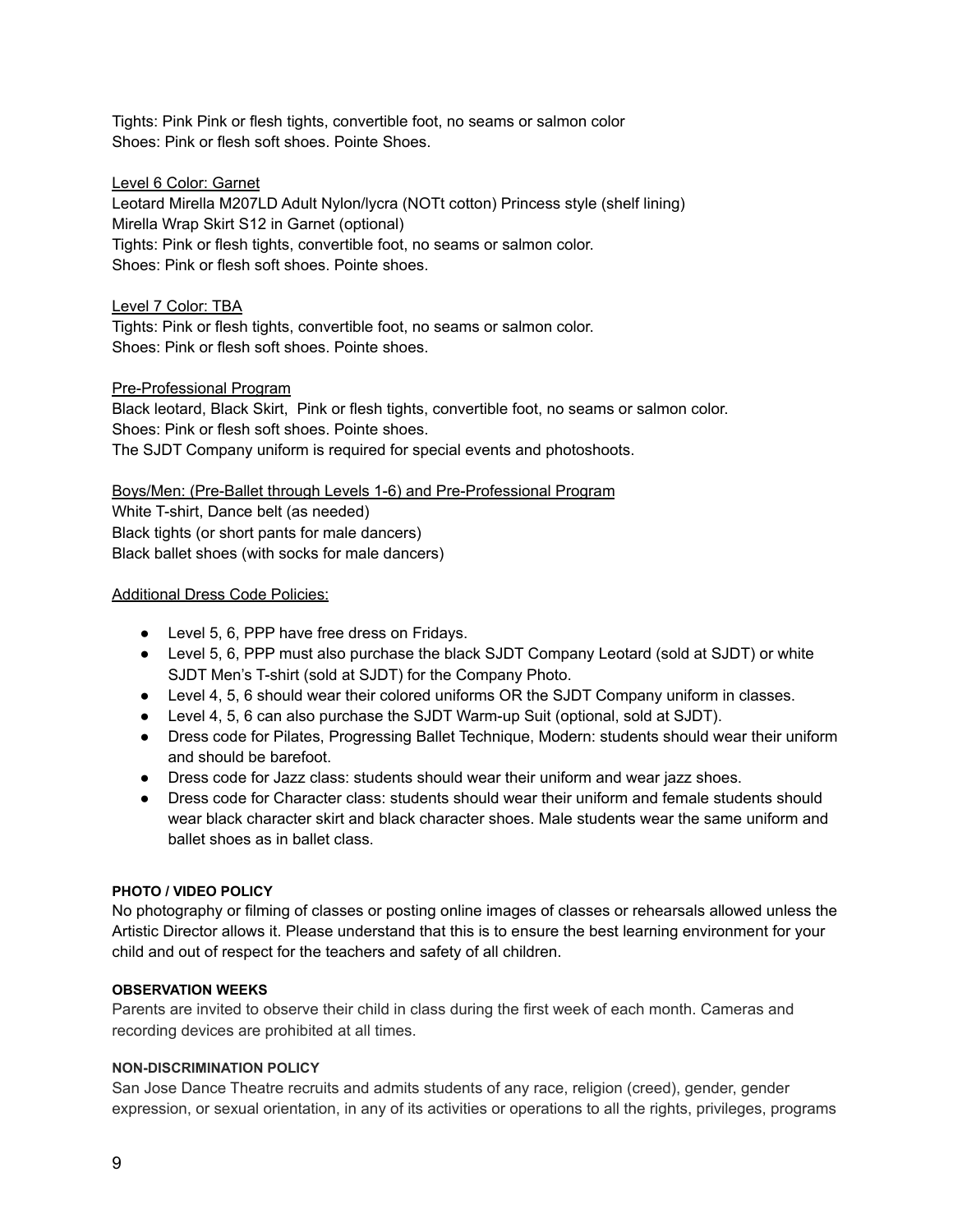Tights: Pink Pink or flesh tights, convertible foot, no seams or salmon color
Shoes: Pink or flesh soft shoes. Pointe Shoes.

Level 6 Color: Garnet
Leotard Mirella M207LD Adult Nylon/lycra (NOTt cotton) Princess style (shelf lining)
Mirella Wrap Skirt S12 in Garnet (optional)
Tights: Pink or flesh tights, convertible foot, no seams or salmon color.
Shoes: Pink or flesh soft shoes. Pointe shoes.

Level 7 Color: TBA
Tights: Pink or flesh tights, convertible foot, no seams or salmon color.
Shoes: Pink or flesh soft shoes. Pointe shoes.

Pre-Professional Program
Black leotard, Black Skirt, Pink or flesh tights, convertible foot, no seams or salmon color.
Shoes: Pink or flesh soft shoes. Pointe shoes.
The SJDT Company uniform is required for special events and photoshoots.

Boys/Men: (Pre-Ballet through Levels 1-6) and Pre-Professional Program
White T-shirt, Dance belt (as needed)
Black tights (or short pants for male dancers)
Black ballet shoes (with socks for male dancers)

Additional Dress Code Policies:

- Level 5, 6, PPP have free dress on Fridays.
- Level 5, 6, PPP must also purchase the black SJDT Company Leotard (sold at SJDT) or white SJDT Men's T-shirt (sold at SJDT) for the Company Photo.
- Level 4, 5, 6 should wear their colored uniforms OR the SJDT Company uniform in classes.
- Level 4, 5, 6 can also purchase the SJDT Warm-up Suit (optional, sold at SJDT).
- Dress code for Pilates, Progressing Ballet Technique, Modern: students should wear their uniform and should be barefoot.
- Dress code for Jazz class: students should wear their uniform and wear jazz shoes.
- Dress code for Character class: students should wear their uniform and female students should wear black character skirt and black character shoes. Male students wear the same uniform and ballet shoes as in ballet class.

#### PHOTO / VIDEO POLICY

No photography or filming of classes or posting online images of classes or rehearsals allowed unless the Artistic Director allows it. Please understand that this is to ensure the best learning environment for your child and out of respect for the teachers and safety of all children.

#### OBSERVATION WEEKS

Parents are invited to observe their child in class during the first week of each month. Cameras and recording devices are prohibited at all times.

#### NON-DISCRIMINATION POLICY

San Jose Dance Theatre recruits and admits students of any race, religion (creed), gender, gender expression, or sexual orientation, in any of its activities or operations to all the rights, privileges, programs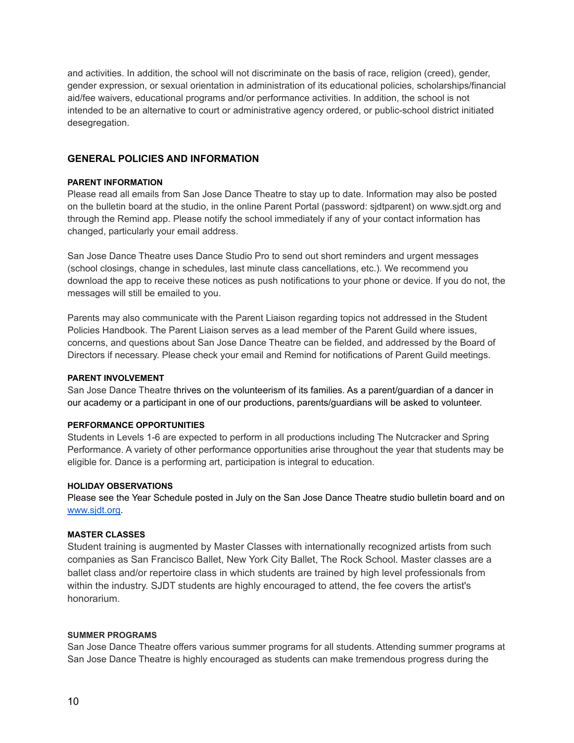and activities. In addition, the school will not discriminate on the basis of race, religion (creed), gender, gender expression, or sexual orientation in administration of its educational policies, scholarships/financial aid/fee waivers, educational programs and/or performance activities. In addition, the school is not intended to be an alternative to court or administrative agency ordered, or public-school district initiated desegregation.

## GENERAL POLICIES AND INFORMATION

#### PARENT INFORMATION

Please read all emails from San Jose Dance Theatre to stay up to date. Information may also be posted on the bulletin board at the studio, in the online Parent Portal (password: sjdtparent) on www.sjdt.org and through the Remind app. Please notify the school immediately if any of your contact information has changed, particularly your email address.

San Jose Dance Theatre uses Dance Studio Pro to send out short reminders and urgent messages (school closings, change in schedules, last minute class cancellations, etc.). We recommend you download the app to receive these notices as push notifications to your phone or device. If you do not, the messages will still be emailed to you.

Parents may also communicate with the Parent Liaison regarding topics not addressed in the Student Policies Handbook. The Parent Liaison serves as a lead member of the Parent Guild where issues, concerns, and questions about San Jose Dance Theatre can be fielded, and addressed by the Board of Directors if necessary. Please check your email and Remind for notifications of Parent Guild meetings.

#### PARENT INVOLVEMENT

San Jose Dance Theatre thrives on the volunteerism of its families. As a parent/guardian of a dancer in our academy or a participant in one of our productions, parents/guardians will be asked to volunteer.

#### PERFORMANCE OPPORTUNITIES

Students in Levels 1-6 are expected to perform in all productions including The Nutcracker and Spring Performance. A variety of other performance opportunities arise throughout the year that students may be eligible for. Dance is a performing art, participation is integral to education.

#### HOLIDAY OBSERVATIONS

Please see the Year Schedule posted in July on the San Jose Dance Theatre studio bulletin board and on [www.sjdt.org](http://www.sjdt.org).

#### MASTER CLASSES

Student training is augmented by Master Classes with internationally recognized artists from such companies as San Francisco Ballet, New York City Ballet, The Rock School. Master classes are a ballet class and/or repertoire class in which students are trained by high level professionals from within the industry. SJDT students are highly encouraged to attend, the fee covers the artist's honorarium.

#### SUMMER PROGRAMS

San Jose Dance Theatre offers various summer programs for all students. Attending summer programs at San Jose Dance Theatre is highly encouraged as students can make tremendous progress during the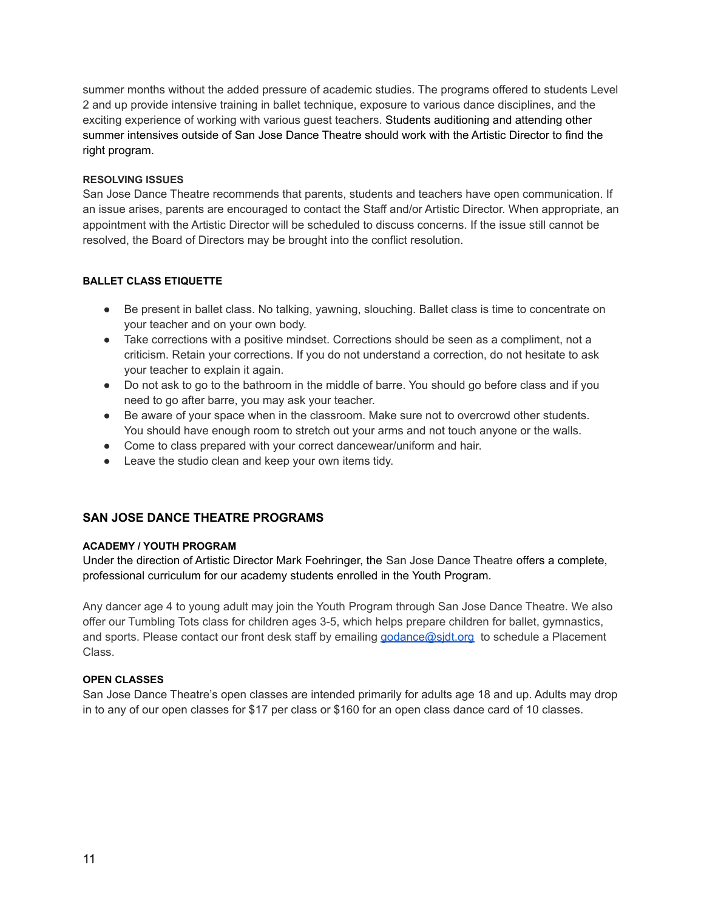summer months without the added pressure of academic studies. The programs offered to students Level 2 and up provide intensive training in ballet technique, exposure to various dance disciplines, and the exciting experience of working with various guest teachers. Students auditioning and attending other summer intensives outside of San Jose Dance Theatre should work with the Artistic Director to find the right program.

#### RESOLVING ISSUES

San Jose Dance Theatre recommends that parents, students and teachers have open communication. If an issue arises, parents are encouraged to contact the Staff and/or Artistic Director. When appropriate, an appointment with the Artistic Director will be scheduled to discuss concerns. If the issue still cannot be resolved, the Board of Directors may be brought into the conflict resolution.

#### BALLET CLASS ETIQUETTE

- Be present in ballet class. No talking, yawning, slouching. Ballet class is time to concentrate on your teacher and on your own body.
- Take corrections with a positive mindset. Corrections should be seen as a compliment, not a criticism. Retain your corrections. If you do not understand a correction, do not hesitate to ask your teacher to explain it again.
- Do not ask to go to the bathroom in the middle of barre. You should go before class and if you need to go after barre, you may ask your teacher.
- Be aware of your space when in the classroom. Make sure not to overcrowd other students. You should have enough room to stretch out your arms and not touch anyone or the walls.
- Come to class prepared with your correct dancewear/uniform and hair.
- Leave the studio clean and keep your own items tidy.

### SAN JOSE DANCE THEATRE PROGRAMS

#### ACADEMY / YOUTH PROGRAM

Under the direction of Artistic Director Mark Foehringer, the San Jose Dance Theatre offers a complete, professional curriculum for our academy students enrolled in the Youth Program.

Any dancer age 4 to young adult may join the Youth Program through San Jose Dance Theatre. We also offer our Tumbling Tots class for children ages 3-5, which helps prepare children for ballet, gymnastics, and sports. Please contact our front desk staff by emailing godance@sjdt.org to schedule a Placement Class.

#### OPEN CLASSES

San Jose Dance Theatre's open classes are intended primarily for adults age 18 and up. Adults may drop in to any of our open classes for $17 per class or $160 for an open class dance card of 10 classes.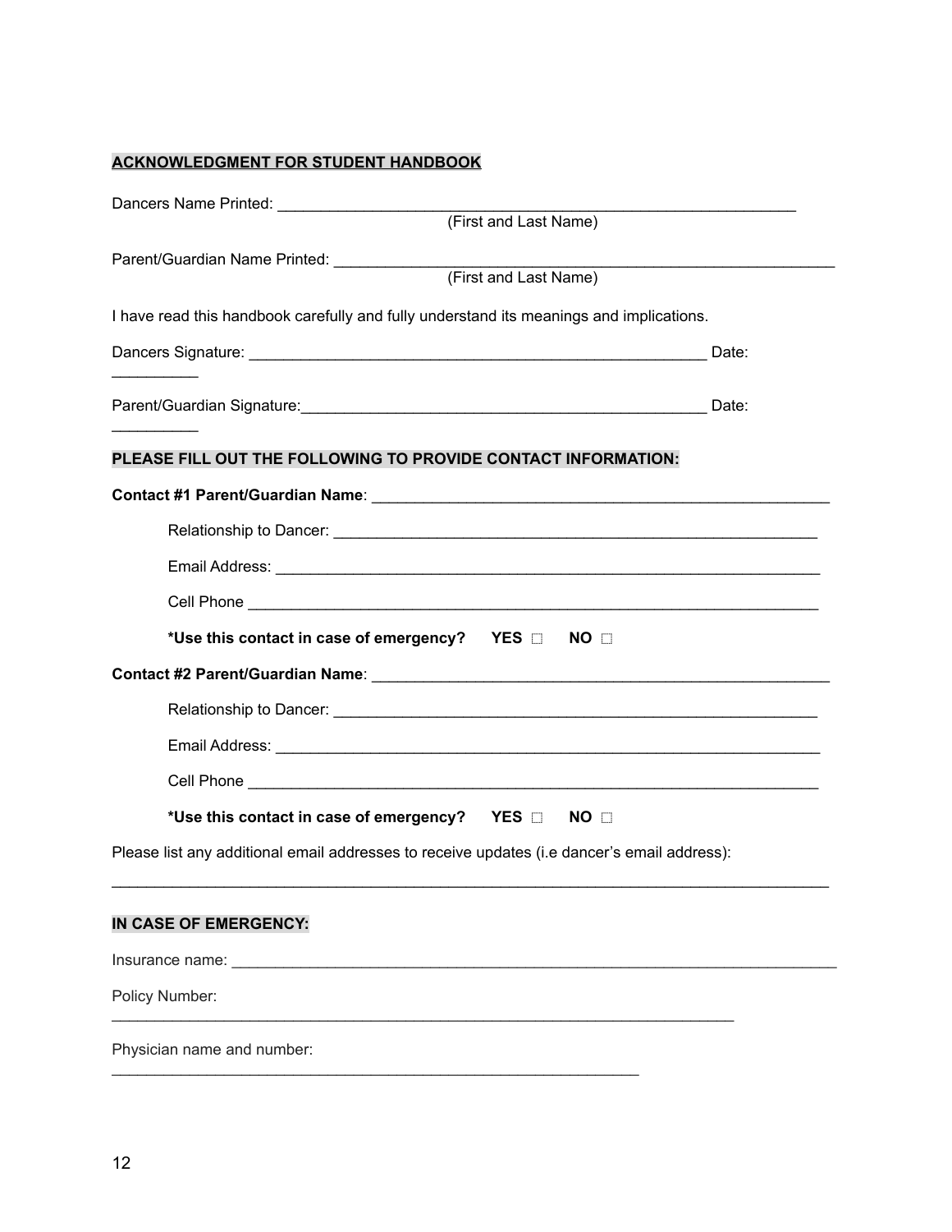**ACKNOWLEDGMENT FOR STUDENT HANDBOOK**

Dancers Name Printed: ______________________________________________________________
(First and Last Name)

Parent/Guardian Name Printed: ______________________________________________________________
(First and Last Name)

I have read this handbook carefully and fully understand its meanings and implications.

Dancers Signature: _______________________________________________________ Date: __________

Parent/Guardian Signature:_______________________________________________ Date: __________

**PLEASE FILL OUT THE FOLLOWING TO PROVIDE CONTACT INFORMATION:**

**Contact #1 Parent/Guardian Name**: _______________________________________________________

Relationship to Dancer: _______________________________________________________

Email Address: _______________________________________________________

Cell Phone _______________________________________________________

**\*Use this contact in case of emergency? YES ☐ NO ☐**

**Contact #2 Parent/Guardian Name**: _______________________________________________________

Relationship to Dancer: _______________________________________________________

Email Address: _______________________________________________________

Cell Phone _______________________________________________________

**\*Use this contact in case of emergency? YES ☐ NO ☐**

Please list any additional email addresses to receive updates (i.e dancer's email address):

______________________________________________________________________________________

**IN CASE OF EMERGENCY:**

Insurance name: _______________________________________________________________________

Policy Number: ____________________________________________________________________________

Physician name and number: _______________________________________________________________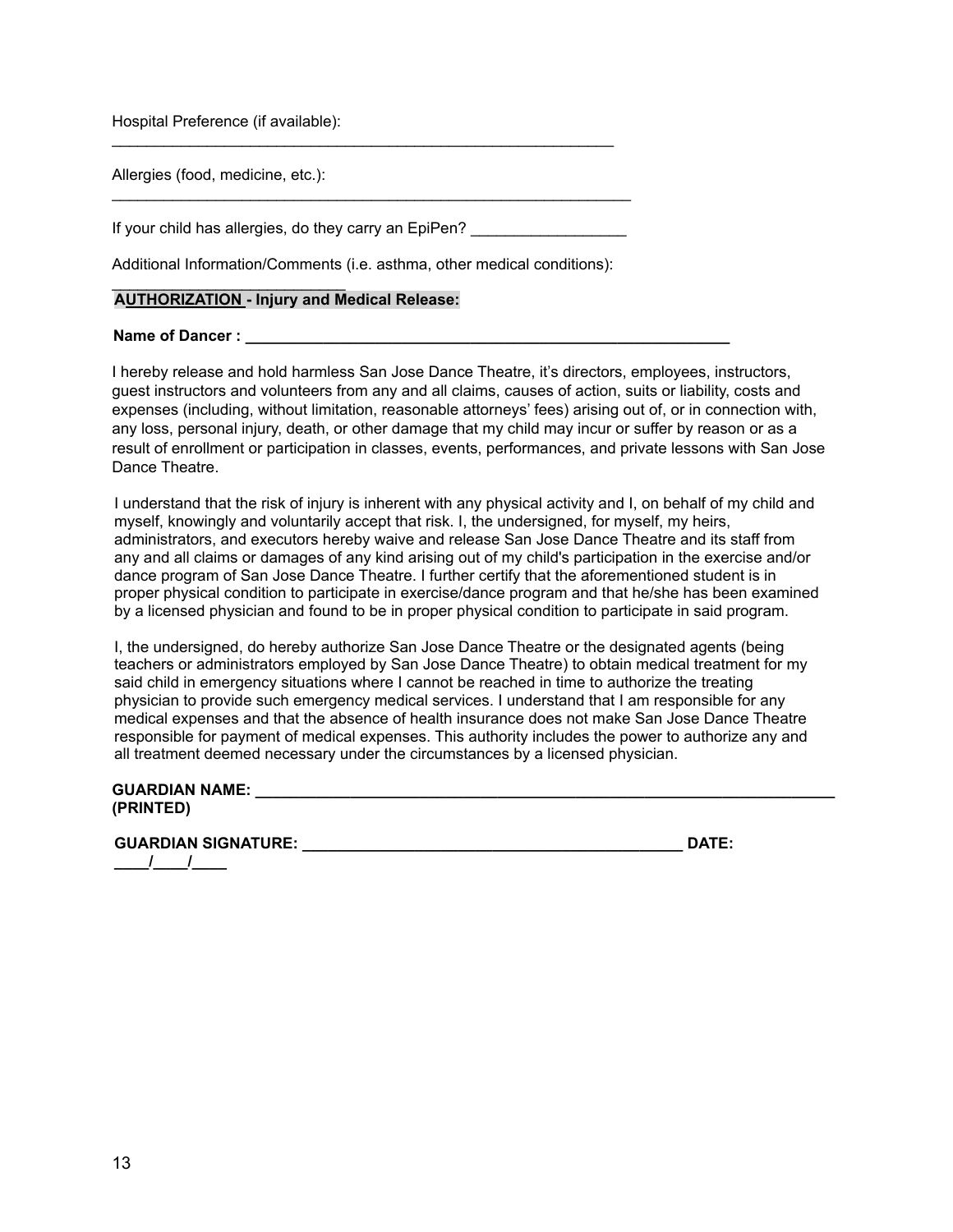Hospital Preference (if available): ____________________________________________________________

Allergies (food, medicine, etc.): ______________________________________________________________

If your child has allergies, do they carry an EpiPen? _________________

Additional Information/Comments (i.e. asthma, other medical conditions): ___________________________

**AUTHORIZATION - Injury and Medical Release:**

**Name of Dancer : _________________________________________________________**

I hereby release and hold harmless San Jose Dance Theatre, it's directors, employees, instructors, guest instructors and volunteers from any and all claims, causes of action, suits or liability, costs and expenses (including, without limitation, reasonable attorneys' fees) arising out of, or in connection with, any loss, personal injury, death, or other damage that my child may incur or suffer by reason or as a result of enrollment or participation in classes, events, performances, and private lessons with San Jose Dance Theatre.

I understand that the risk of injury is inherent with any physical activity and I, on behalf of my child and myself, knowingly and voluntarily accept that risk. I, the undersigned, for myself, my heirs, administrators, and executors hereby waive and release San Jose Dance Theatre and its staff from any and all claims or damages of any kind arising out of my child's participation in the exercise and/or dance program of San Jose Dance Theatre. I further certify that the aforementioned student is in proper physical condition to participate in exercise/dance program and that he/she has been examined by a licensed physician and found to be in proper physical condition to participate in said program.

I, the undersigned, do hereby authorize San Jose Dance Theatre or the designated agents (being teachers or administrators employed by San Jose Dance Theatre) to obtain medical treatment for my said child in emergency situations where I cannot be reached in time to authorize the treating physician to provide such emergency medical services. I understand that I am responsible for any medical expenses and that the absence of health insurance does not make San Jose Dance Theatre responsible for payment of medical expenses. This authority includes the power to authorize any and all treatment deemed necessary under the circumstances by a licensed physician.

**GUARDIAN NAME: ____________________________________________________________________**
**(PRINTED)**

**GUARDIAN SIGNATURE: ____________________________________________ DATE: ____/____/____**